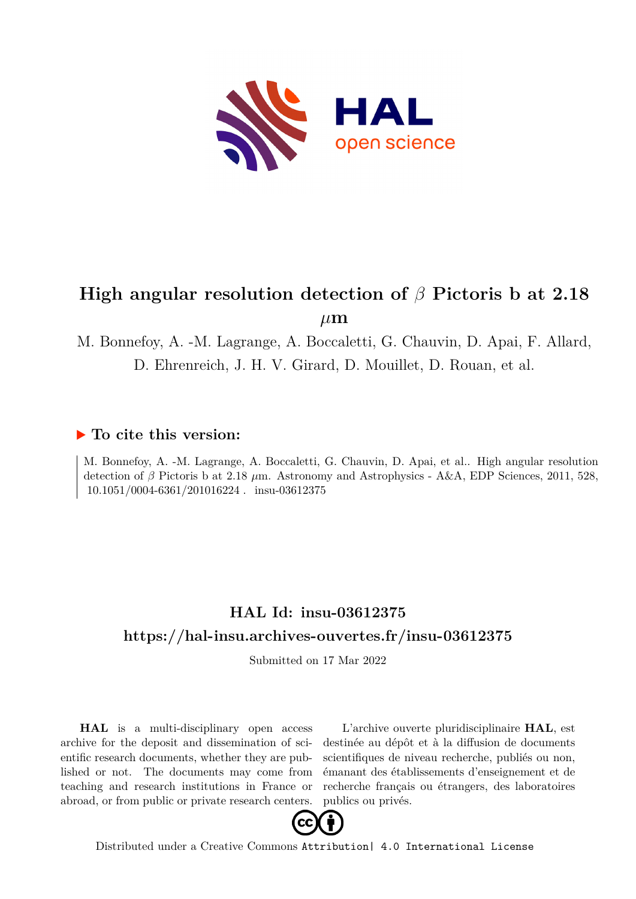# High angular resolution detection of $\beta$ Pictoris b at 2.18 $\mu$m

M. Bonnefoy, A. -M. Lagrange, A. Boccaletti, G. Chauvin, D. Apai, F. Allard, D. Ehrenreich, J. H. V. Girard, D. Mouillet, D. Rouan, et al.

## ▶ To cite this version:

M. Bonnefoy, A. -M. Lagrange, A. Boccaletti, G. Chauvin, D. Apai, et al.. High angular resolution detection of $\beta$ Pictoris b at 2.18 $\mu$m. Astronomy and Astrophysics - A&A, EDP Sciences, 2011, 528, 10.1051/0004-6361/201016224 . insu-03612375

## HAL Id: insu-03612375

## https://hal-insu.archives-ouvertes.fr/insu-03612375

Submitted on 17 Mar 2022

**HAL** is a multi-disciplinary open access archive for the deposit and dissemination of scientific research documents, whether they are published or not. The documents may come from teaching and research institutions in France or abroad, or from public or private research centers.

L'archive ouverte pluridisciplinaire **HAL**, est destinée au dépôt et à la diffusion de documents scientifiques de niveau recherche, publiés ou non, émanant des établissements d'enseignement et de recherche français ou étrangers, des laboratoires publics ou privés.

Distributed under a Creative Commons Attribution| 4.0 International License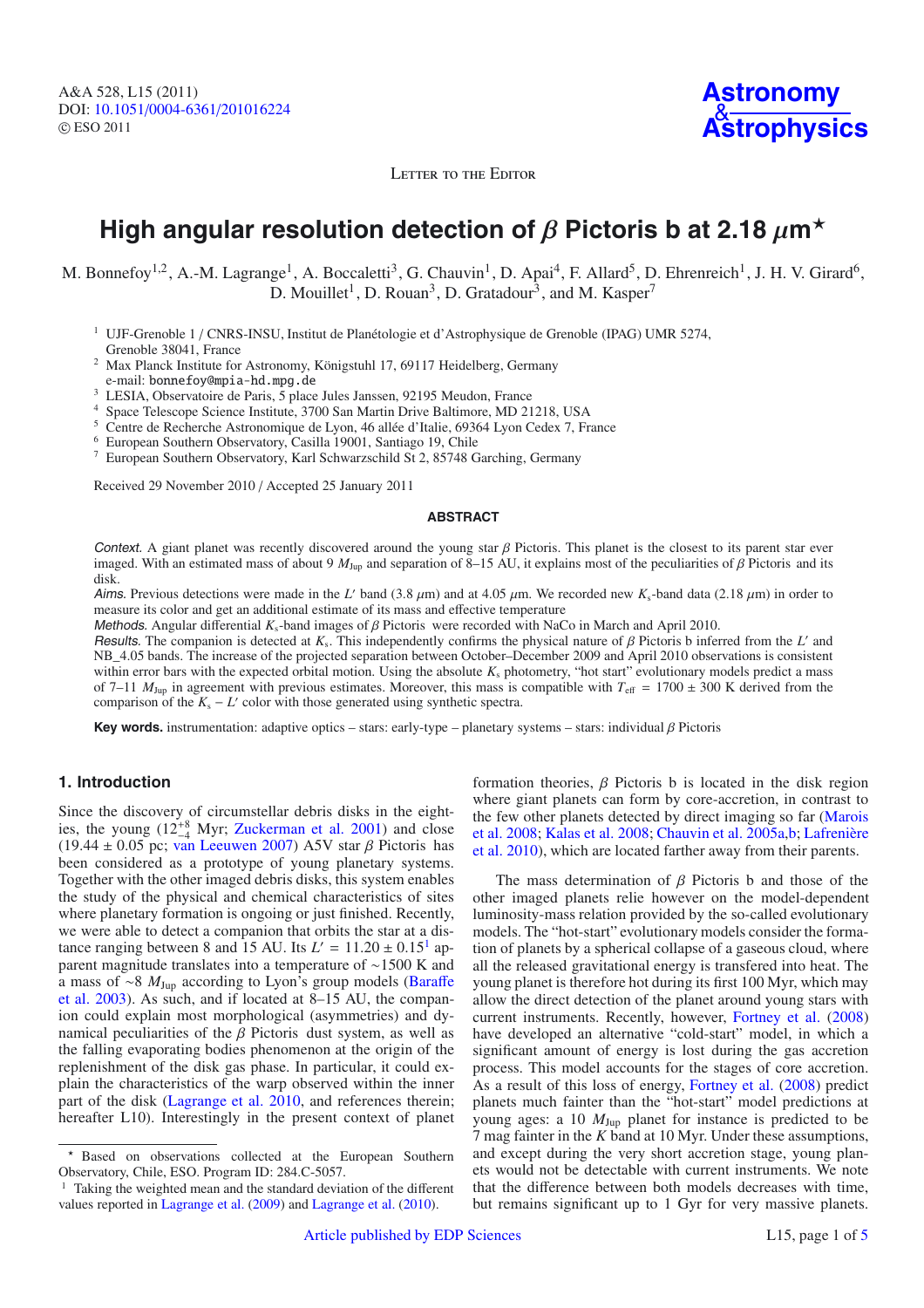# High angular resolution detection of $\beta$ Pictoris b at 2.18 $\mu$m*

M. Bonnefoy[1,2], A.-M. Lagrange[1], A. Boccaletti[3], G. Chauvin[1], D. Apai[4], F. Allard[5], D. Ehrenreich[1], J. H. V. Girard[6], D. Mouillet[1], D. Rouan[3], D. Gratadour[3], and M. Kasper[7]

[1] UJF-Grenoble 1 / CNRS-INSU, Institut de Planétologie et d'Astrophysique de Grenoble (IPAG) UMR 5274, Grenoble 38041, France

[2] Max Planck Institute for Astronomy, Königstuhl 17, 69117 Heidelberg, Germany
e-mail: bonnefoy@mpia-hd.mpg.de

[3] LESIA, Observatoire de Paris, 5 place Jules Janssen, 92195 Meudon, France

[4] Space Telescope Science Institute, 3700 San Martin Drive Baltimore, MD 21218, USA

[5] Centre de Recherche Astronomique de Lyon, 46 allée d'Italie, 69364 Lyon Cedex 7, France

[6] European Southern Observatory, Casilla 19001, Santiago 19, Chile

[7] European Southern Observatory, Karl Schwarzschild St 2, 85748 Garching, Germany

Received 29 November 2010 / Accepted 25 January 2011

## ABSTRACT

*Context.* A giant planet was recently discovered around the young star $\beta$ Pictoris. This planet is the closest to its parent star ever imaged. With an estimated mass of about 9 $M_{\rm Jup}$ and separation of 8–15 AU, it explains most of the peculiarities of $\beta$ Pictoris and its disk.

*Aims.* Previous detections were made in the $L'$ band (3.8 $\mu$m) and at 4.05 $\mu$m. We recorded new $K_s$-band data (2.18 $\mu$m) in order to measure its color and get an additional estimate of its mass and effective temperature

*Methods.* Angular differential $K_s$-band images of $\beta$ Pictoris were recorded with NaCo in March and April 2010.

*Results.* The companion is detected at $K_s$. This independently confirms the physical nature of $\beta$ Pictoris b inferred from the $L'$ and NB_4.05 bands. The increase of the projected separation between October–December 2009 and April 2010 observations is consistent within error bars with the expected orbital motion. Using the absolute $K_s$ photometry, "hot start" evolutionary models predict a mass of 7–11 $M_{\rm Jup}$ in agreement with previous estimates. Moreover, this mass is compatible with $T_{\rm eff}$ = 1700 ± 300 K derived from the comparison of the $K_s - L'$ color with those generated using synthetic spectra.

**Key words.** instrumentation: adaptive optics – stars: early-type – planetary systems – stars: individual $\beta$ Pictoris

## 1. Introduction

Since the discovery of circumstellar debris disks in the eighties, the young ($12^{+8}_{-4}$ Myr; Zuckerman et al. 2001) and close (19.44 ± 0.05 pc; van Leeuwen 2007) A5V star $\beta$ Pictoris has been considered as a prototype of young planetary systems. Together with the other imaged debris disks, this system enables the study of the physical and chemical characteristics of sites where planetary formation is ongoing or just finished. Recently, we were able to detect a companion that orbits the star at a distance ranging between 8 and 15 AU. Its $L'$ = 11.20 ± 0.15[1] apparent magnitude translates into a temperature of ~1500 K and a mass of ~8 $M_{\rm Jup}$ according to Lyon's group models (Baraffe et al. 2003). As such, and if located at 8–15 AU, the companion could explain most morphological (asymmetries) and dynamical peculiarities of the $\beta$ Pictoris dust system, as well as the falling evaporating bodies phenomenon at the origin of the replenishment of the disk gas phase. In particular, it could explain the characteristics of the warp observed within the inner part of the disk (Lagrange et al. 2010, and references therein; hereafter L10). Interestingly in the present context of planet formation theories, $\beta$ Pictoris b is located in the disk region where giant planets can form by core-accretion, in contrast to the few other planets detected by direct imaging so far (Marois et al. 2008; Kalas et al. 2008; Chauvin et al. 2005a,b; Lafrenière et al. 2010), which are located farther away from their parents.

The mass determination of $\beta$ Pictoris b and those of the other imaged planets relie however on the model-dependent luminosity-mass relation provided by the so-called evolutionary models. The "hot-start" evolutionary models consider the formation of planets by a spherical collapse of a gaseous cloud, where all the released gravitational energy is transfered into heat. The young planet is therefore hot during its first 100 Myr, which may allow the direct detection of the planet around young stars with current instruments. Recently, however, Fortney et al. (2008) have developed an alternative "cold-start" model, in which a significant amount of energy is lost during the gas accretion process. This model accounts for the stages of core accretion. As a result of this loss of energy, Fortney et al. (2008) predict planets much fainter than the "hot-start" model predictions at young ages: a 10 $M_{\rm Jup}$ planet for instance is predicted to be 7 mag fainter in the $K$ band at 10 Myr. Under these assumptions, and except during the very short accretion stage, young planets would not be detectable with current instruments. We note that the difference between both models decreases with time, but remains significant up to 1 Gyr for very massive planets.

* Based on observations collected at the European Southern Observatory, Chile, ESO. Program ID: 284.C-5057.

[1] Taking the weighted mean and the standard deviation of the different values reported in Lagrange et al. (2009) and Lagrange et al. (2010).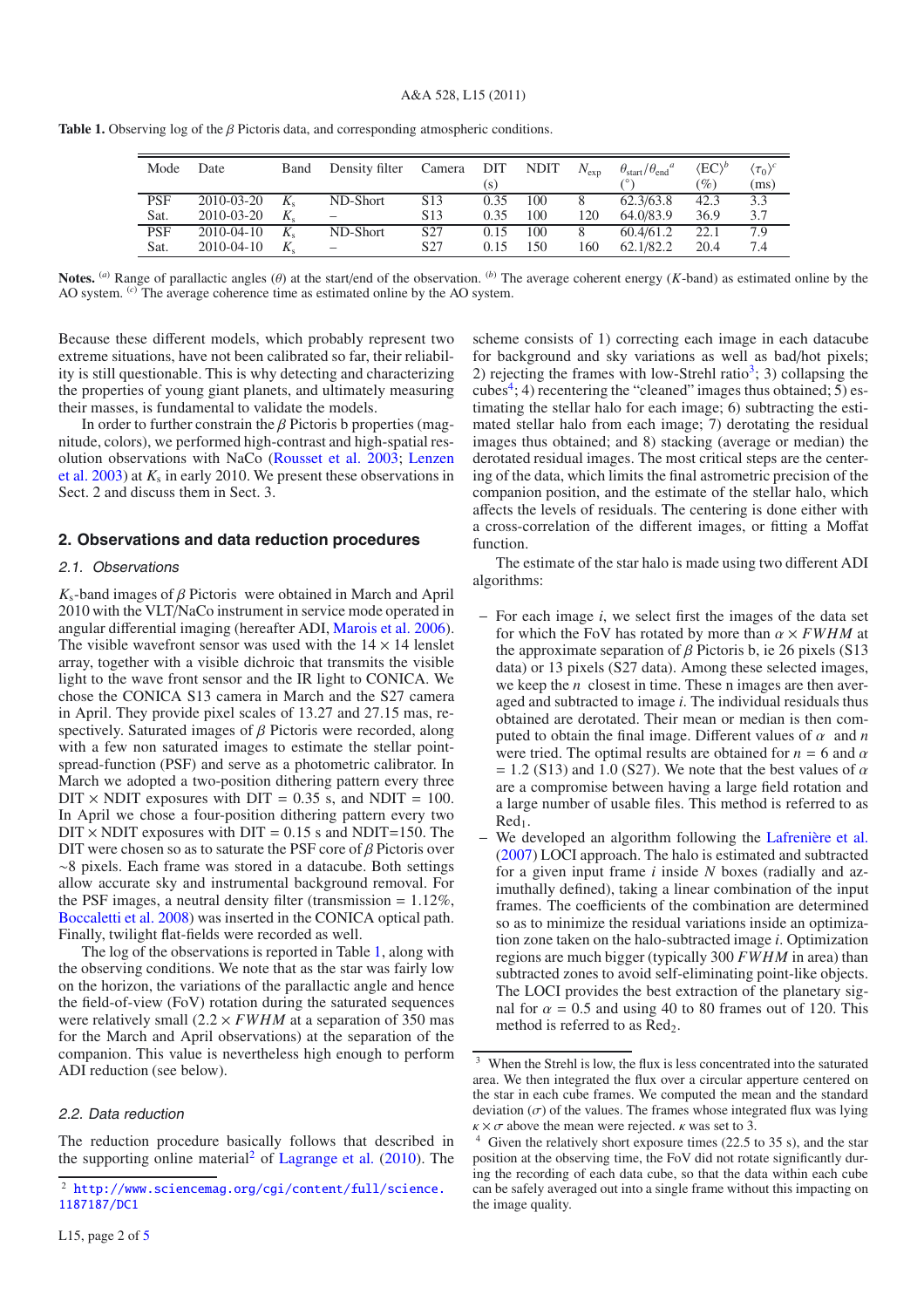**Table 1.** Observing log of the $\beta$ Pictoris data, and corresponding atmospheric conditions.

| Mode | Date | Band | Density filter | Camera | DIT (s) | NDIT | $N_{\rm exp}$ | $\theta_{\rm start}/\theta_{\rm end}$[a] (°) | ⟨EC⟩[b] (%) | ⟨$\tau_0$⟩[c] (ms) |
|---|---|---|---|---|---|---|---|---|---|---|
| PSF | 2010-03-20 | $K_s$ | ND-Short | S13 | 0.35 | 100 | 8 | 62.3/63.8 | 42.3 | 3.3 |
| Sat. | 2010-03-20 | $K_s$ | – | S13 | 0.35 | 100 | 120 | 64.0/83.9 | 36.9 | 3.7 |
| PSF | 2010-04-10 | $K_s$ | ND-Short | S27 | 0.15 | 100 | 8 | 60.4/61.2 | 22.1 | 7.9 |
| Sat. | 2010-04-10 | $K_s$ | – | S27 | 0.15 | 150 | 160 | 62.1/82.2 | 20.4 | 7.4 |

**Notes.** [a] Range of parallactic angles ($\theta$) at the start/end of the observation. [b] The average coherent energy ($K$-band) as estimated online by the AO system. [c] The average coherence time as estimated online by the AO system.

Because these different models, which probably represent two extreme situations, have not been calibrated so far, their reliability is still questionable. This is why detecting and characterizing the properties of young giant planets, and ultimately measuring their masses, is fundamental to validate the models.

In order to further constrain the $\beta$ Pictoris b properties (magnitude, colors), we performed high-contrast and high-spatial resolution observations with NaCo (Rousset et al. 2003; Lenzen et al. 2003) at $K_s$ in early 2010. We present these observations in Sect. 2 and discuss them in Sect. 3.

## 2. Observations and data reduction procedures

### 2.1. Observations

$K_s$-band images of $\beta$ Pictoris were obtained in March and April 2010 with the VLT/NaCo instrument in service mode operated in angular differential imaging (hereafter ADI, Marois et al. 2006). The visible wavefront sensor was used with the $14 \times 14$ lenslet array, together with a visible dichroic that transmits the visible light to the wave front sensor and the IR light to CONICA. We chose the CONICA S13 camera in March and the S27 camera in April. They provide pixel scales of 13.27 and 27.15 mas, respectively. Saturated images of $\beta$ Pictoris were recorded, along with a few non saturated images to estimate the stellar point-spread-function (PSF) and serve as a photometric calibrator. In March we adopted a two-position dithering pattern every three DIT $\times$ NDIT exposures with DIT = 0.35 s, and NDIT = 100. In April we chose a four-position dithering pattern every two DIT $\times$ NDIT exposures with DIT = 0.15 s and NDIT=150. The DIT were chosen so as to saturate the PSF core of $\beta$ Pictoris over $\sim$8 pixels. Each frame was stored in a datacube. Both settings allow accurate sky and instrumental background removal. For the PSF images, a neutral density filter (transmission = 1.12%, Boccaletti et al. 2008) was inserted in the CONICA optical path. Finally, twilight flat-fields were recorded as well.

The log of the observations is reported in Table 1, along with the observing conditions. We note that as the star was fairly low on the horizon, the variations of the parallactic angle and hence the field-of-view (FoV) rotation during the saturated sequences were relatively small ($2.2 \times FWHM$ at a separation of 350 mas for the March and April observations) at the separation of the companion. This value is nevertheless high enough to perform ADI reduction (see below).

### 2.2. Data reduction

The reduction procedure basically follows that described in the supporting online material[2] of Lagrange et al. (2010). The scheme consists of 1) correcting each image in each datacube for background and sky variations as well as bad/hot pixels; 2) rejecting the frames with low-Strehl ratio[3]; 3) collapsing the cubes[4]; 4) recentering the "cleaned" images thus obtained; 5) estimating the stellar halo for each image; 6) subtracting the estimated stellar halo from each image; 7) derotating the residual images thus obtained; and 8) stacking (average or median) the derotated residual images. The most critical steps are the centering of the data, which limits the final astrometric precision of the companion position, and the estimate of the stellar halo, which affects the levels of residuals. The centering is done either with a cross-correlation of the different images, or fitting a Moffat function.

The estimate of the star halo is made using two different ADI algorithms:

- For each image $i$, we select first the images of the data set for which the FoV has rotated by more than $\alpha \times FWHM$ at the approximate separation of $\beta$ Pictoris b, ie 26 pixels (S13 data) or 13 pixels (S27 data). Among these selected images, we keep the $n$ closest in time. These n images are then averaged and subtracted to image $i$. The individual residuals thus obtained are derotated. Their mean or median is then computed to obtain the final image. Different values of $\alpha$ and $n$ were tried. The optimal results are obtained for $n = 6$ and $\alpha = 1.2$ (S13) and 1.0 (S27). We note that the best values of $\alpha$ are a compromise between having a large field rotation and a large number of usable files. This method is referred to as $\mathrm{Red}_1$.
- We developed an algorithm following the Lafrenière et al. (2007) LOCI approach. The halo is estimated and subtracted for a given input frame $i$ inside $N$ boxes (radially and azimuthally defined), taking a linear combination of the input frames. The coefficients of the combination are determined so as to minimize the residual variations inside an optimization zone taken on the halo-subtracted image $i$. Optimization regions are much bigger (typically 300 $FWHM$ in area) than subtracted zones to avoid self-eliminating point-like objects. The LOCI provides the best extraction of the planetary signal for $\alpha = 0.5$ and using 40 to 80 frames out of 120. This method is referred to as $\mathrm{Red}_2$.

[2] http://www.sciencemag.org/cgi/content/full/science.1187187/DC1

[3] When the Strehl is low, the flux is less concentrated into the saturated area. We then integrated the flux over a circular apperture centered on the star in each cube frames. We computed the mean and the standard deviation ($\sigma$) of the values. The frames whose integrated flux was lying $\kappa \times \sigma$ above the mean were rejected. $\kappa$ was set to 3.

[4] Given the relatively short exposure times (22.5 to 35 s), and the star position at the observing time, the FoV did not rotate significantly during the recording of each data cube, so that the data within each cube can be safely averaged out into a single frame without this impacting on the image quality.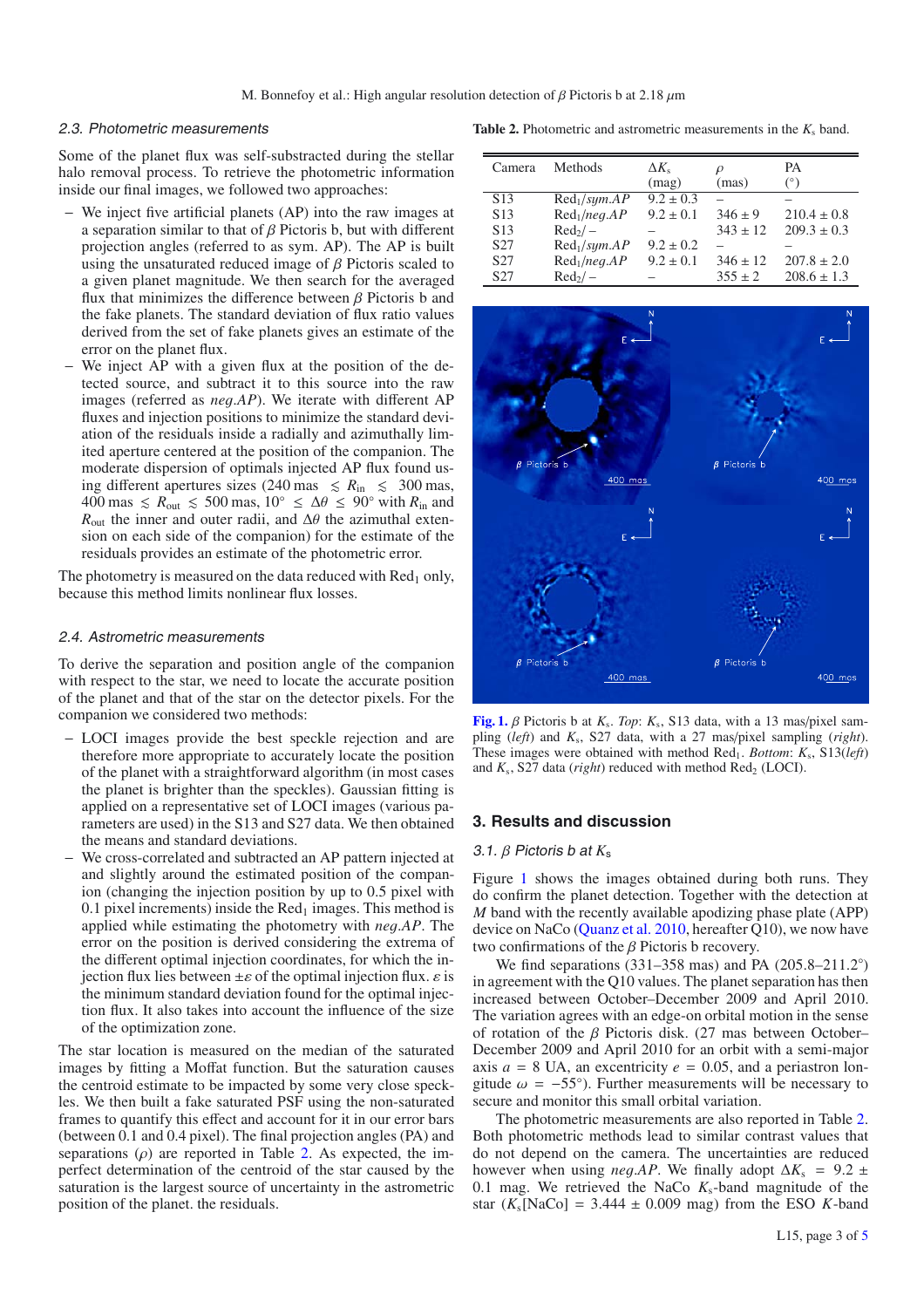### 2.3. Photometric measurements

Some of the planet flux was self-substracted during the stellar halo removal process. To retrieve the photometric information inside our final images, we followed two approaches:

- We inject five artificial planets (AP) into the raw images at a separation similar to that of $\beta$ Pictoris b, but with different projection angles (referred to as sym. AP). The AP is built using the unsaturated reduced image of $\beta$ Pictoris scaled to a given planet magnitude. We then search for the averaged flux that minimizes the difference between $\beta$ Pictoris b and the fake planets. The standard deviation of flux ratio values derived from the set of fake planets gives an estimate of the error on the planet flux.
- We inject AP with a given flux at the position of the detected source, and subtract it to this source into the raw images (referred as *neg.AP*). We iterate with different AP fluxes and injection positions to minimize the standard deviation of the residuals inside a radially and azimuthally limited aperture centered at the position of the companion. The moderate dispersion of optimals injected AP flux found using different apertures sizes (240 mas $\lesssim R_{\text{in}} \lesssim$ 300 mas, 400 mas $\lesssim R_{\text{out}} \lesssim$ 500 mas, $10° \leq \Delta\theta \leq 90°$ with $R_{\text{in}}$ and $R_{\text{out}}$ the inner and outer radii, and $\Delta\theta$ the azimuthal extension on each side of the companion) for the estimate of the residuals provides an estimate of the photometric error.

The photometry is measured on the data reduced with $\text{Red}_1$ only, because this method limits nonlinear flux losses.

### 2.4. Astrometric measurements

To derive the separation and position angle of the companion with respect to the star, we need to locate the accurate position of the planet and that of the star on the detector pixels. For the companion we considered two methods:

- LOCI images provide the best speckle rejection and are therefore more appropriate to accurately locate the position of the planet with a straightforward algorithm (in most cases the planet is brighter than the speckles). Gaussian fitting is applied on a representative set of LOCI images (various parameters are used) in the S13 and S27 data. We then obtained the means and standard deviations.
- We cross-correlated and subtracted an AP pattern injected at and slightly around the estimated position of the companion (changing the injection position by up to 0.5 pixel with 0.1 pixel increments) inside the $\text{Red}_1$ images. This method is applied while estimating the photometry with *neg.AP*. The error on the position is derived considering the extrema of the different optimal injection coordinates, for which the injection flux lies between $\pm\varepsilon$ of the optimal injection flux. $\varepsilon$ is the minimum standard deviation found for the optimal injection flux. It also takes into account the influence of the size of the optimization zone.

The star location is measured on the median of the saturated images by fitting a Moffat function. But the saturation causes the centroid estimate to be impacted by some very close speckles. We then built a fake saturated PSF using the non-saturated frames to quantify this effect and account for it in our error bars (between 0.1 and 0.4 pixel). The final projection angles (PA) and separations ($\rho$) are reported in Table 2. As expected, the imperfect determination of the centroid of the star caused by the saturation is the largest source of uncertainty in the astrometric position of the planet. the residuals.

**Table 2.** Photometric and astrometric measurements in the $K_s$ band.

| Camera | Methods | $\Delta K_s$ (mag) | $\rho$ (mas) | PA (°) |
|---|---|---|---|---|
| S13 | $\text{Red}_1$/*sym.AP* | 9.2 ± 0.3 | – | – |
| S13 | $\text{Red}_1$/*neg.AP* | 9.2 ± 0.1 | 346 ± 9 | 210.4 ± 0.8 |
| S13 | $\text{Red}_2$/ – | – | 343 ± 12 | 209.3 ± 0.3 |
| S27 | $\text{Red}_1$/*sym.AP* | 9.2 ± 0.2 | – | – |
| S27 | $\text{Red}_1$/*neg.AP* | 9.2 ± 0.1 | 346 ± 12 | 207.8 ± 2.0 |
| S27 | $\text{Red}_2$/ – | – | 355 ± 2 | 208.6 ± 1.3 |

**Fig. 1.** $\beta$ Pictoris b at $K_s$. *Top*: $K_s$, S13 data, with a 13 mas/pixel sampling (*left*) and $K_s$, S27 data, with a 27 mas/pixel sampling (*right*). These images were obtained with method $\text{Red}_1$. *Bottom*: $K_s$, S13(*left*) and $K_s$, S27 data (*right*) reduced with method $\text{Red}_2$ (LOCI).

## 3. Results and discussion

### 3.1. $\beta$ Pictoris b at $K_s$

Figure 1 shows the images obtained during both runs. They do confirm the planet detection. Together with the detection at *M* band with the recently available apodizing phase plate (APP) device on NaCo (Quanz et al. 2010, hereafter Q10), we now have two confirmations of the $\beta$ Pictoris b recovery.

We find separations (331–358 mas) and PA (205.8–211.2°) in agreement with the Q10 values. The planet separation has then increased between October–December 2009 and April 2010. The variation agrees with an edge-on orbital motion in the sense of rotation of the $\beta$ Pictoris disk. (27 mas between October–December 2009 and April 2010 for an orbit with a semi-major axis $a$ = 8 UA, an excentricity $e$ = 0.05, and a periastron longitude $\omega = -55°$). Further measurements will be necessary to secure and monitor this small orbital variation.

The photometric measurements are also reported in Table 2. Both photometric methods lead to similar contrast values that do not depend on the camera. The uncertainties are reduced however when using *neg.AP*. We finally adopt $\Delta K_s$ = 9.2 ± 0.1 mag. We retrieved the NaCo $K_s$-band magnitude of the star ($K_s$[NaCo] = 3.444 ± 0.009 mag) from the ESO *K*-band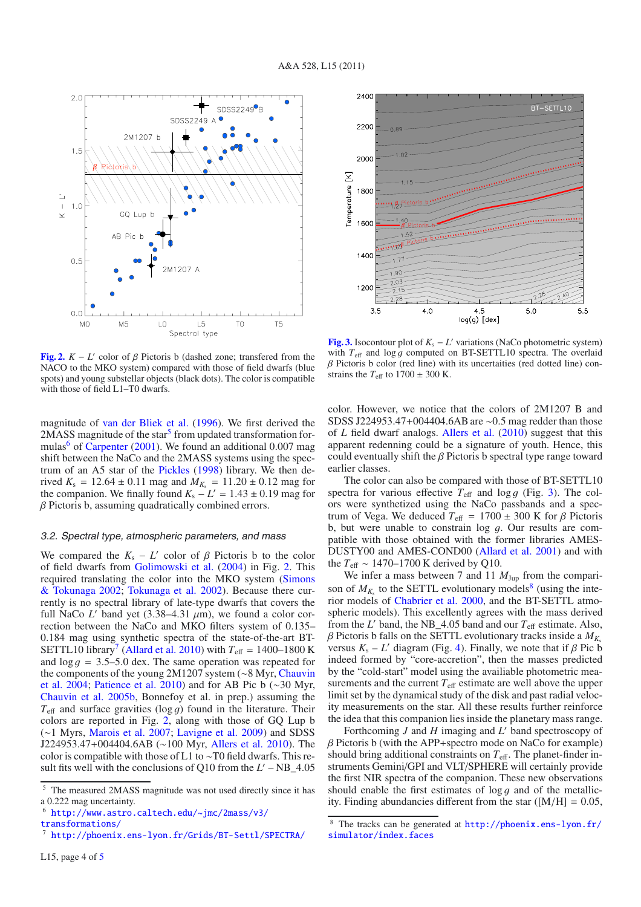2.0

1.5

1.0

0.5

0.0

K – L'

M0 M5 L0 L5 T0 T5

Spectral type

SDSS2249 B

SDSS2249 A

2M1207 b

β Pictoris b

GQ Lup b

AB Pic b

2M1207 A

**Fig. 2.** $K - L'$ color of $\beta$ Pictoris b (dashed zone; transfered from the NACO to the MKO system) compared with those of field dwarfs (blue spots) and young substellar objects (black dots). The color is compatible with those of field L1–T0 dwarfs.

2400

2200

2000

1800

1600

1400

1200

Temperature [K]

3.5 4.0 4.5 5.0 5.5

log(g) [dex]

BT-SETTL10

0.89

1.02

1.15

1.27

1.40

1.52

1.65

1.77

1.90

2.03

2.15

2.28

2.28

2.40

β Pictoris b

β Pictoris b

β Pictoris b

**Fig. 3.** Isocontour plot of $K_s - L'$ variations (NaCo photometric system) with $T_{\rm eff}$ and $\log g$ computed on BT-SETTL10 spectra. The overlaid $\beta$ Pictoris b color (red line) with its uncertainties (red dotted line) constrains the $T_{\rm eff}$ to $1700 \pm 300$ K.

magnitude of van der Bliek et al. (1996). We first derived the 2MASS magnitude of the star[5] from updated transformation formulas[6] of Carpenter (2001). We found an additional 0.007 mag shift between the NaCo and the 2MASS systems using the spectrum of an A5 star of the Pickles (1998) library. We then derived $K_s = 12.64 \pm 0.11$ mag and $M_{K_s} = 11.20 \pm 0.12$ mag for the companion. We finally found $K_s - L' = 1.43 \pm 0.19$ mag for $\beta$ Pictoris b, assuming quadratically combined errors.

### 3.2. Spectral type, atmospheric parameters, and mass

We compared the $K_s - L'$ color of $\beta$ Pictoris b to the color of field dwarfs from Golimowski et al. (2004) in Fig. 2. This required translating the color into the MKO system (Simons & Tokunaga 2002; Tokunaga et al. 2002). Because there currently is no spectral library of late-type dwarfs that covers the full NaCo $L'$ band yet (3.38–4.31 $\mu$m), we found a color correction between the NaCo and MKO filters system of 0.135–0.184 mag using synthetic spectra of the state-of-the-art BT-SETTL10 library[7] (Allard et al. 2010) with $T_{\rm eff} = 1400$–$1800$ K and $\log g = 3.5$–$5.0$ dex. The same work was repeated for the components of the young 2M1207 system (~8 Myr, Chauvin et al. 2004; Patience et al. 2010) and for AB Pic b (~30 Myr, Chauvin et al. 2005b, Bonnefoy et al. in prep.) assuming the $T_{\rm eff}$ and surface gravities ($\log g$) found in the literature. Their colors are reported in Fig. 2, along with those of GQ Lup b (~1 Myrs, Marois et al. 2007; Lavigne et al. 2009) and SDSS J224953.47+004404.6AB (~100 Myr, Allers et al. 2010). The color is compatible with those of L1 to ~T0 field dwarfs. This result fits well with the conclusions of Q10 from the $L'$ – NB_4.05 color. However, we notice that the colors of 2M1207 B and SDSS J224953.47+004404.6AB are ~0.5 mag redder than those of $L$ field dwarf analogs. Allers et al. (2010) suggest that this apparent redening could be a signature of youth. Hence, this could eventually shift the $\beta$ Pictoris b spectral type range toward earlier classes.

The color can also be compared with those of BT-SETTL10 spectra for various effective $T_{\rm eff}$ and $\log g$ (Fig. 3). The colors were synthetized using the NaCo passbands and a spectrum of Vega. We deduced $T_{\rm eff} = 1700 \pm 300$ K for $\beta$ Pictoris b, but were unable to constrain $\log g$. Our results are compatible with those obtained with the former libraries AMES-DUSTY00 and AMES-COND00 (Allard et al. 2001) and with the $T_{\rm eff} \sim 1470$–$1700$ K derived by Q10.

We infer a mass between 7 and 11 $M_{\rm Jup}$ from the comparison of $M_{K_s}$ to the SETTL evolutionary models[8] (using the interior models of Chabrier et al. 2000, and the BT-SETTL atmospheric models). This excellently agrees with the mass derived from the $L'$ band, the NB_4.05 band and our $T_{\rm eff}$ estimate. Also, $\beta$ Pictoris b falls on the SETTL evolutionary tracks inside a $M_{K_s}$ versus $K_s - L'$ diagram (Fig. 4). Finally, we note that if $\beta$ Pic b indeed formed by "core-accretion", then the masses predicted by the "cold-start" model using the availiable photometric measurements and the current $T_{\rm eff}$ estimate are well above the upper limit set by the dynamical study of the disk and past radial velocity measurements on the star. All these results further reinforce the idea that this companion lies inside the planetary mass range.

Forthcoming $J$ and $H$ imaging and $L'$ band spectroscopy of $\beta$ Pictoris b (with the APP+spectro mode on NaCo for example) should bring additional constraints on $T_{\rm eff}$. The planet-finder instruments Gemini/GPI and VLT/SPHERE will certainly provide the first NIR spectra of the companion. These new observations should enable the first estimates of $\log g$ and of the metallicity. Finding abundancies different from the star ([M/H] = 0.05,

[5] The measured 2MASS magnitude was not used directly since it has a 0.222 mag uncertainty.

[6] http://www.astro.caltech.edu/~jmc/2mass/v3/transformations/

[7] http://phoenix.ens-lyon.fr/Grids/BT-Settl/SPECTRA/

[8] The tracks can be generated at http://phoenix.ens-lyon.fr/simulator/index.faces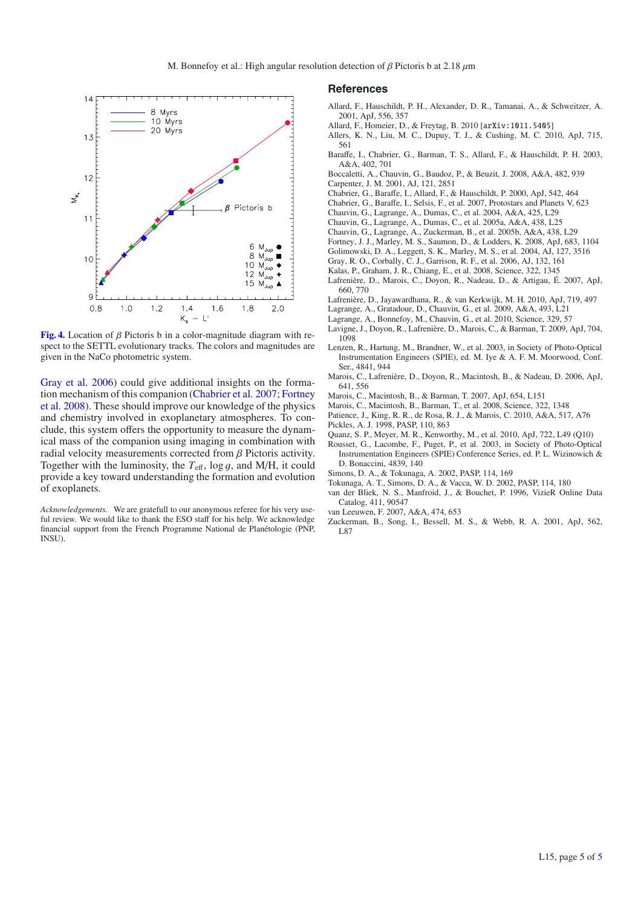14

13

12

11

10

9

0.8 1.0 1.2 1.4 1.6 1.8 2.0

$M_{K_s}$

$K_s - L'$

8 Myrs

10 Myrs

20 Myrs

$\beta$ Pictoris b

6 $M_{Jup}$

8 $M_{Jup}$

10 $M_{Jup}$

12 $M_{Jup}$

15 $M_{Jup}$

**Fig. 4.** Location of $\beta$ Pictoris b in a color-magnitude diagram with respect to the SETTL evolutionary tracks. The colors and magnitudes are given in the NaCo photometric system.

Gray et al. 2006) could give additional insights on the formation mechanism of this companion (Chabrier et al. 2007; Fortney et al. 2008). These should improve our knowledge of the physics and chemistry involved in exoplanetary atmospheres. To conclude, this system offers the opportunity to measure the dynamical mass of the companion using imaging in combination with radial velocity measurements corrected from $\beta$ Pictoris activity. Together with the luminosity, the $T_{\rm eff}$, $\log g$, and M/H, it could provide a key toward understanding the formation and evolution of exoplanets.

*Acknowledgements.* We are gratefull to our anonymous referee for his very useful review. We would like to thank the ESO staff for his help. We acknowledge financial support from the French Programme National de Planétologie (PNP, INSU).

## References

Allard, F., Hauschildt, P. H., Alexander, D. R., Tamanai, A., & Schweitzer, A. 2001, ApJ, 556, 357
Allard, F., Homeier, D., & Freytag, B. 2010 [arXiv:1011.5405]
Allers, K. N., Liu, M. C., Dupuy, T. J., & Cushing, M. C. 2010, ApJ, 715, 561
Baraffe, I., Chabrier, G., Barman, T. S., Allard, F., & Hauschildt, P. H. 2003, A&A, 402, 701
Boccaletti, A., Chauvin, G., Baudoz, P., & Beuzit, J. 2008, A&A, 482, 939
Carpenter, J. M. 2001, AJ, 121, 2851
Chabrier, G., Baraffe, I., Allard, F., & Hauschildt, P. 2000, ApJ, 542, 464
Chabrier, G., Baraffe, I., Selsis, F., et al. 2007, Protostars and Planets V, 623
Chauvin, G., Lagrange, A., Dumas, C., et al. 2004, A&A, 425, L29
Chauvin, G., Lagrange, A., Dumas, C., et al. 2005a, A&A, 438, L25
Chauvin, G., Lagrange, A., Zuckerman, B., et al. 2005b, A&A, 438, L29
Fortney, J. J., Marley, M. S., Saumon, D., & Lodders, K. 2008, ApJ, 683, 1104
Golimowski, D. A., Leggett, S. K., Marley, M. S., et al. 2004, AJ, 127, 3516
Gray, R. O., Corbally, C. J., Garrison, R. F., et al. 2006, AJ, 132, 161
Kalas, P., Graham, J. R., Chiang, E., et al. 2008, Science, 322, 1345
Lafrenière, D., Marois, C., Doyon, R., Nadeau, D., & Artigau, É. 2007, ApJ, 660, 770
Lafrenière, D., Jayawardhana, R., & van Kerkwijk, M. H. 2010, ApJ, 719, 497
Lagrange, A., Gratadour, D., Chauvin, G., et al. 2009, A&A, 493, L21
Lagrange, A., Bonnefoy, M., Chauvin, G., et al. 2010, Science, 329, 57
Lavigne, J., Doyon, R., Lafrenière, D., Marois, C., & Barman, T. 2009, ApJ, 704, 1098
Lenzen, R., Hartung, M., Brandner, W., et al. 2003, in Society of Photo-Optical Instrumentation Engineers (SPIE), ed. M. Iye & A. F. M. Moorwood, Conf. Ser., 4841, 944
Marois, C., Lafrenière, D., Doyon, R., Macintosh, B., & Nadeau, D. 2006, ApJ, 641, 556
Marois, C., Macintosh, B., & Barman, T. 2007, ApJ, 654, L151
Marois, C., Macintosh, B., Barman, T., et al. 2008, Science, 322, 1348
Patience, J., King, R. R., de Rosa, R. J., & Marois, C. 2010, A&A, 517, A76
Pickles, A. J. 1998, PASP, 110, 863
Quanz, S. P., Meyer, M. R., Kenworthy, M., et al. 2010, ApJ, 722, L49 (Q10)
Rousset, G., Lacombe, F., Puget, P., et al. 2003, in Society of Photo-Optical Instrumentation Engineers (SPIE) Conference Series, ed. P. L. Wizinowich & D. Bonaccini, 4839, 140
Simons, D. A., & Tokunaga, A. 2002, PASP, 114, 169
Tokunaga, A. T., Simons, D. A., & Vacca, W. D. 2002, PASP, 114, 180
van der Bliek, N. S., Manfroid, J., & Bouchet, P. 1996, VizieR Online Data Catalog, 411, 90547
van Leeuwen, F. 2007, A&A, 474, 653
Zuckerman, B., Song, I., Bessell, M. S., & Webb, R. A. 2001, ApJ, 562, L87